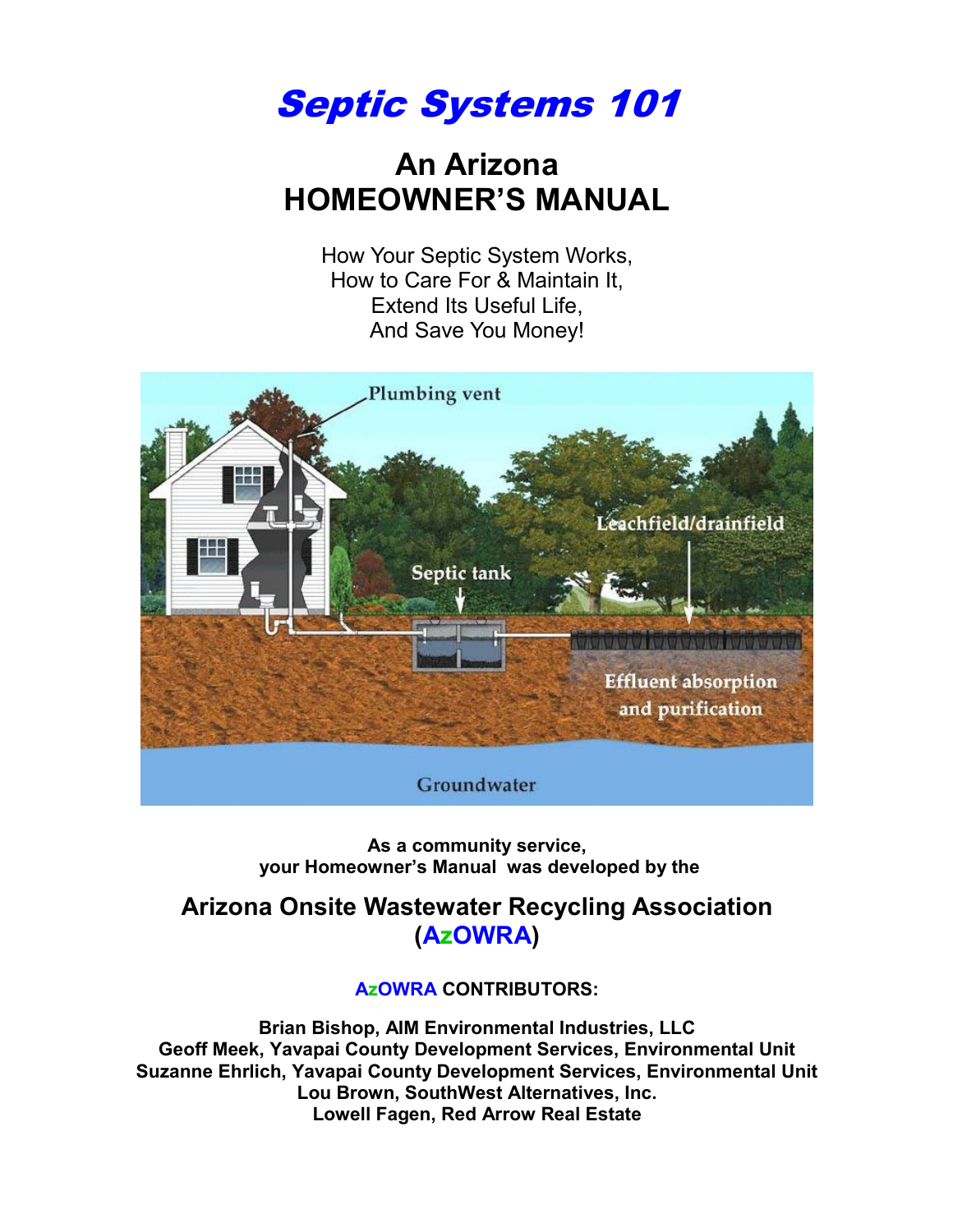# *Septic Systems 101*

## An Arizona HOMEOWNER'S MANUAL

How Your Septic System Works,
How to Care For & Maintain It,
Extend Its Useful Life,
And Save You Money!

**As a community service, your Homeowner's Manual was developed by the**

## Arizona Onsite Wastewater Recycling Association (AzOWRA)

**AzOWRA CONTRIBUTORS:**

**Brian Bishop, AIM Environmental Industries, LLC**
**Geoff Meek, Yavapai County Development Services, Environmental Unit**
**Suzanne Ehrlich, Yavapai County Development Services, Environmental Unit**
**Lou Brown, SouthWest Alternatives, Inc.**
**Lowell Fagen, Red Arrow Real Estate**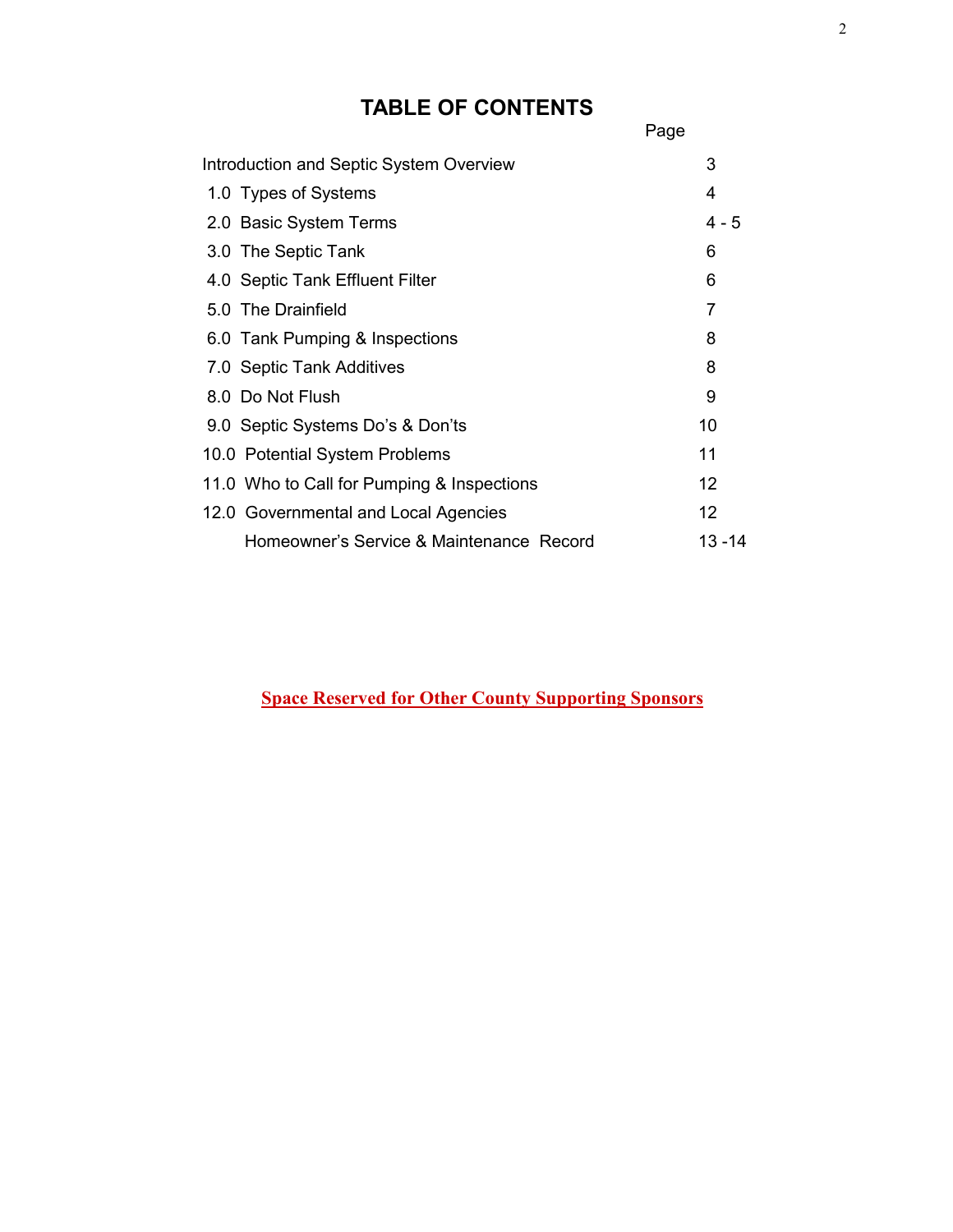# TABLE OF CONTENTS

| | Page |
|---|---|
| Introduction and Septic System Overview | 3 |
| 1.0 Types of Systems | 4 |
| 2.0 Basic System Terms | 4 - 5 |
| 3.0 The Septic Tank | 6 |
| 4.0 Septic Tank Effluent Filter | 6 |
| 5.0 The Drainfield | 7 |
| 6.0 Tank Pumping & Inspections | 8 |
| 7.0 Septic Tank Additives | 8 |
| 8.0 Do Not Flush | 9 |
| 9.0 Septic Systems Do's & Don'ts | 10 |
| 10.0 Potential System Problems | 11 |
| 11.0 Who to Call for Pumping & Inspections | 12 |
| 12.0 Governmental and Local Agencies | 12 |
| Homeowner's Service & Maintenance Record | 13 -14 |

**Space Reserved for Other County Supporting Sponsors**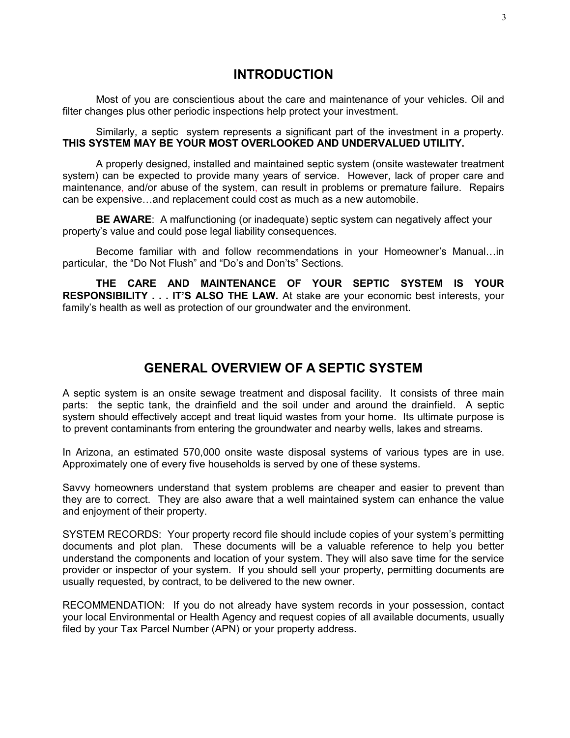## INTRODUCTION

Most of you are conscientious about the care and maintenance of your vehicles. Oil and filter changes plus other periodic inspections help protect your investment.

Similarly, a septic system represents a significant part of the investment in a property. **THIS SYSTEM MAY BE YOUR MOST OVERLOOKED AND UNDERVALUED UTILITY.**

A properly designed, installed and maintained septic system (onsite wastewater treatment system) can be expected to provide many years of service. However, lack of proper care and maintenance, and/or abuse of the system, can result in problems or premature failure. Repairs can be expensive…and replacement could cost as much as a new automobile.

**BE AWARE**: A malfunctioning (or inadequate) septic system can negatively affect your property's value and could pose legal liability consequences.

Become familiar with and follow recommendations in your Homeowner's Manual…in particular, the "Do Not Flush" and "Do's and Don'ts" Sections.

**THE CARE AND MAINTENANCE OF YOUR SEPTIC SYSTEM IS YOUR RESPONSIBILITY . . . IT'S ALSO THE LAW.** At stake are your economic best interests, your family's health as well as protection of our groundwater and the environment.

## GENERAL OVERVIEW OF A SEPTIC SYSTEM

A septic system is an onsite sewage treatment and disposal facility. It consists of three main parts: the septic tank, the drainfield and the soil under and around the drainfield. A septic system should effectively accept and treat liquid wastes from your home. Its ultimate purpose is to prevent contaminants from entering the groundwater and nearby wells, lakes and streams.

In Arizona, an estimated 570,000 onsite waste disposal systems of various types are in use. Approximately one of every five households is served by one of these systems.

Savvy homeowners understand that system problems are cheaper and easier to prevent than they are to correct. They are also aware that a well maintained system can enhance the value and enjoyment of their property.

SYSTEM RECORDS: Your property record file should include copies of your system's permitting documents and plot plan. These documents will be a valuable reference to help you better understand the components and location of your system. They will also save time for the service provider or inspector of your system. If you should sell your property, permitting documents are usually requested, by contract, to be delivered to the new owner.

RECOMMENDATION: If you do not already have system records in your possession, contact your local Environmental or Health Agency and request copies of all available documents, usually filed by your Tax Parcel Number (APN) or your property address.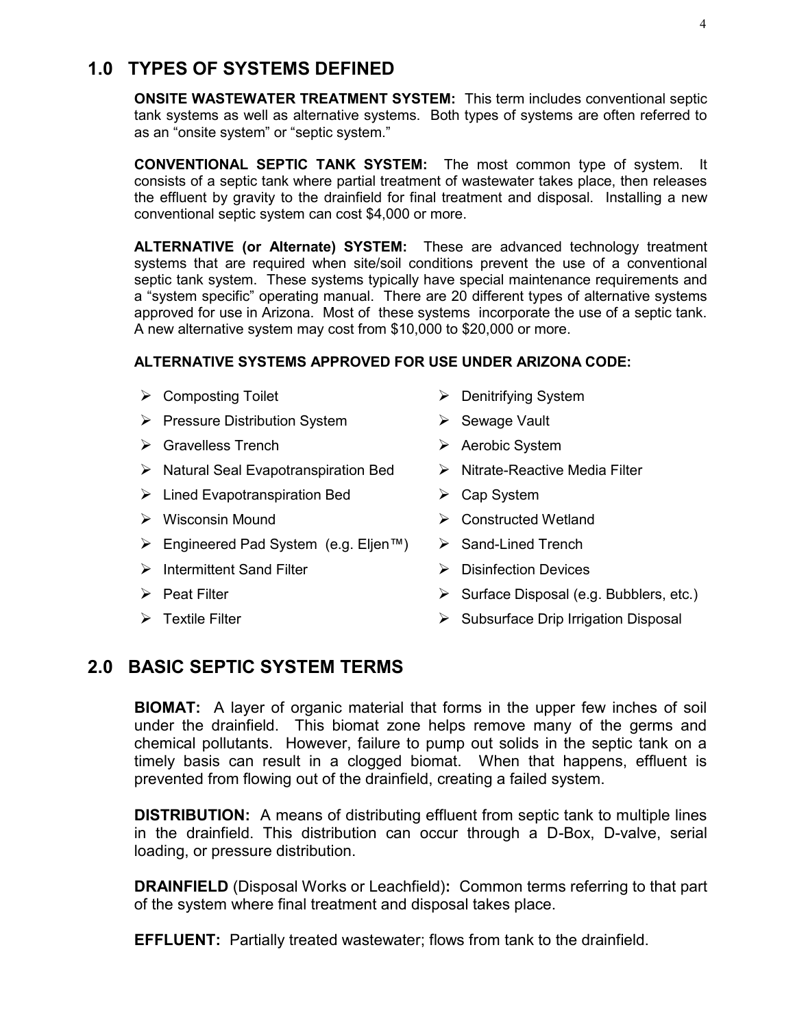## 1.0 TYPES OF SYSTEMS DEFINED

**ONSITE WASTEWATER TREATMENT SYSTEM:** This term includes conventional septic tank systems as well as alternative systems. Both types of systems are often referred to as an "onsite system" or "septic system."

**CONVENTIONAL SEPTIC TANK SYSTEM:** The most common type of system. It consists of a septic tank where partial treatment of wastewater takes place, then releases the effluent by gravity to the drainfield for final treatment and disposal. Installing a new conventional septic system can cost $4,000 or more.

**ALTERNATIVE (or Alternate) SYSTEM:** These are advanced technology treatment systems that are required when site/soil conditions prevent the use of a conventional septic tank system. These systems typically have special maintenance requirements and a "system specific" operating manual. There are 20 different types of alternative systems approved for use in Arizona. Most of these systems incorporate the use of a septic tank. A new alternative system may cost from $10,000 to $20,000 or more.

**ALTERNATIVE SYSTEMS APPROVED FOR USE UNDER ARIZONA CODE:**

- Composting Toilet
- Pressure Distribution System
- Gravelless Trench
- Natural Seal Evapotranspiration Bed
- Lined Evapotranspiration Bed
- Wisconsin Mound
- Engineered Pad System (e.g. Eljen™)
- Intermittent Sand Filter
- Peat Filter
- Textile Filter
- Denitrifying System
- Sewage Vault
- Aerobic System
- Nitrate-Reactive Media Filter
- Cap System
- Constructed Wetland
- Sand-Lined Trench
- Disinfection Devices
- Surface Disposal (e.g. Bubblers, etc.)
- Subsurface Drip Irrigation Disposal

## 2.0 BASIC SEPTIC SYSTEM TERMS

**BIOMAT:** A layer of organic material that forms in the upper few inches of soil under the drainfield. This biomat zone helps remove many of the germs and chemical pollutants. However, failure to pump out solids in the septic tank on a timely basis can result in a clogged biomat. When that happens, effluent is prevented from flowing out of the drainfield, creating a failed system.

**DISTRIBUTION:** A means of distributing effluent from septic tank to multiple lines in the drainfield. This distribution can occur through a D-Box, D-valve, serial loading, or pressure distribution.

**DRAINFIELD** (Disposal Works or Leachfield)**:** Common terms referring to that part of the system where final treatment and disposal takes place.

**EFFLUENT:** Partially treated wastewater; flows from tank to the drainfield.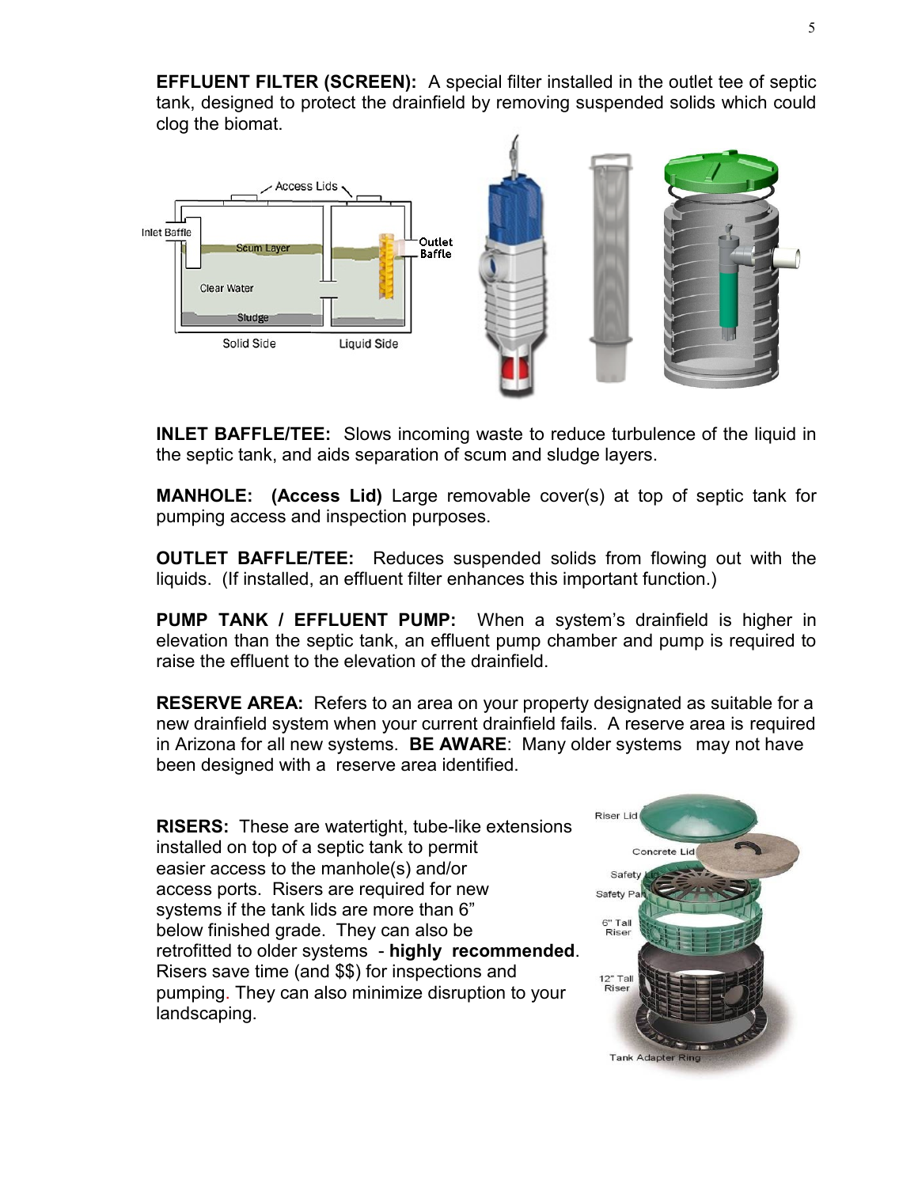**EFFLUENT FILTER (SCREEN):** A special filter installed in the outlet tee of septic tank, designed to protect the drainfield by removing suspended solids which could clog the biomat.

**INLET BAFFLE/TEE:** Slows incoming waste to reduce turbulence of the liquid in the septic tank, and aids separation of scum and sludge layers.

**MANHOLE: (Access Lid)** Large removable cover(s) at top of septic tank for pumping access and inspection purposes.

**OUTLET BAFFLE/TEE:** Reduces suspended solids from flowing out with the liquids. (If installed, an effluent filter enhances this important function.)

**PUMP TANK / EFFLUENT PUMP:** When a system's drainfield is higher in elevation than the septic tank, an effluent pump chamber and pump is required to raise the effluent to the elevation of the drainfield.

**RESERVE AREA:** Refers to an area on your property designated as suitable for a new drainfield system when your current drainfield fails. A reserve area is required in Arizona for all new systems. **BE AWARE**: Many older systems may not have been designed with a reserve area identified.

**RISERS:** These are watertight, tube-like extensions installed on top of a septic tank to permit easier access to the manhole(s) and/or access ports. Risers are required for new systems if the tank lids are more than 6" below finished grade. They can also be retrofitted to older systems - **highly recommended**. Risers save time (and $$) for inspections and pumping. They can also minimize disruption to your landscaping.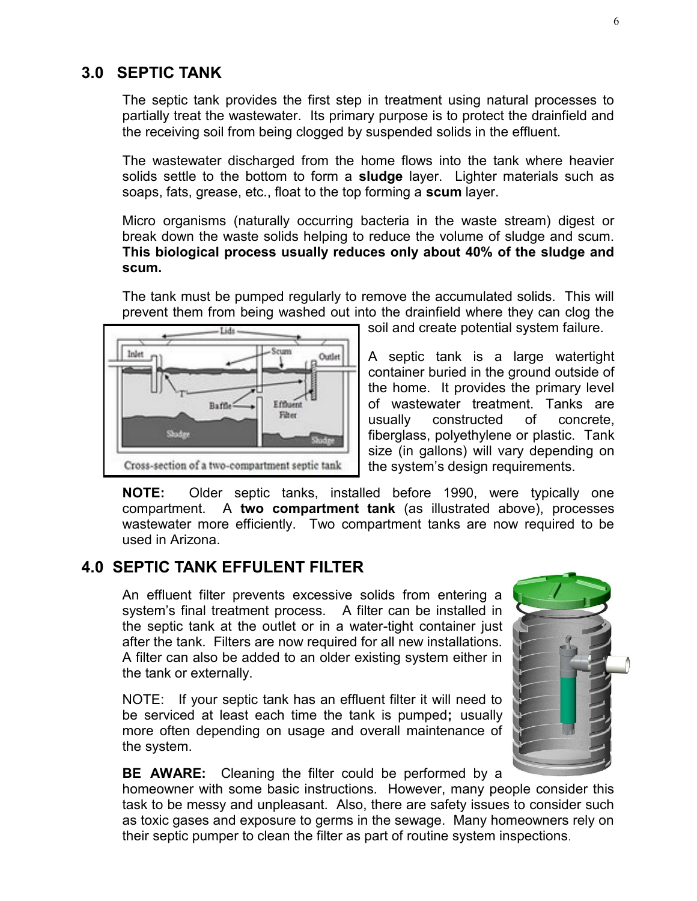## 3.0 SEPTIC TANK

The septic tank provides the first step in treatment using natural processes to partially treat the wastewater. Its primary purpose is to protect the drainfield and the receiving soil from being clogged by suspended solids in the effluent.

The wastewater discharged from the home flows into the tank where heavier solids settle to the bottom to form a **sludge** layer. Lighter materials such as soaps, fats, grease, etc., float to the top forming a **scum** layer.

Micro organisms (naturally occurring bacteria in the waste stream) digest or break down the waste solids helping to reduce the volume of sludge and scum. **This biological process usually reduces only about 40% of the sludge and scum.**

The tank must be pumped regularly to remove the accumulated solids. This will prevent them from being washed out into the drainfield where they can clog the soil and create potential system failure.

Cross-section of a two-compartment septic tank

A septic tank is a large watertight container buried in the ground outside of the home. It provides the primary level of wastewater treatment. Tanks are usually constructed of concrete, fiberglass, polyethylene or plastic. Tank size (in gallons) will vary depending on the system's design requirements.

**NOTE:** Older septic tanks, installed before 1990, were typically one compartment. A **two compartment tank** (as illustrated above), processes wastewater more efficiently. Two compartment tanks are now required to be used in Arizona.

## 4.0 SEPTIC TANK EFFULENT FILTER

An effluent filter prevents excessive solids from entering a system's final treatment process. A filter can be installed in the septic tank at the outlet or in a water-tight container just after the tank. Filters are now required for all new installations. A filter can also be added to an older existing system either in the tank or externally.

NOTE: If your septic tank has an effluent filter it will need to be serviced at least each time the tank is pumped**;** usually more often depending on usage and overall maintenance of the system.

**BE AWARE:** Cleaning the filter could be performed by a homeowner with some basic instructions. However, many people consider this task to be messy and unpleasant. Also, there are safety issues to consider such as toxic gases and exposure to germs in the sewage. Many homeowners rely on their septic pumper to clean the filter as part of routine system inspections.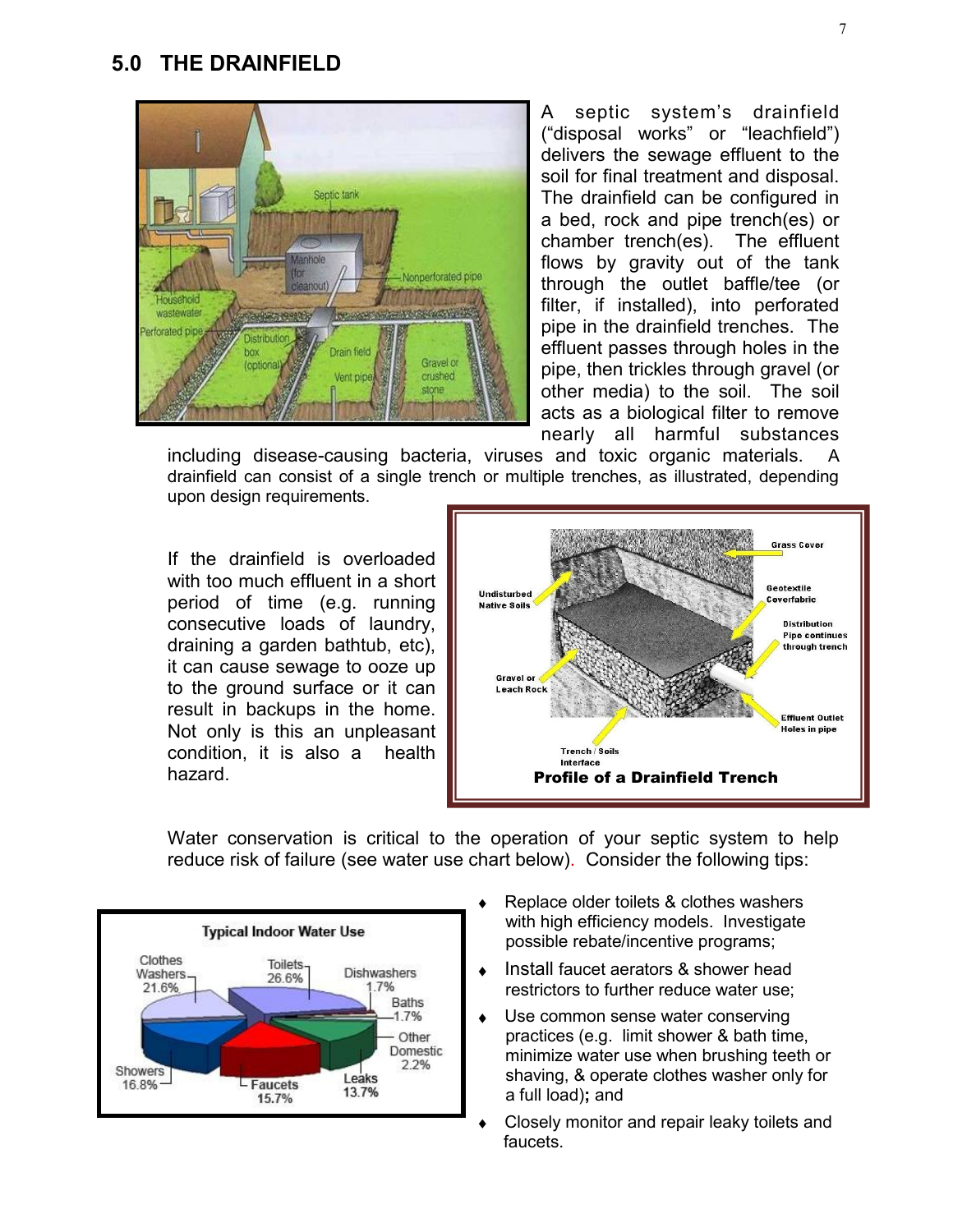## 5.0 THE DRAINFIELD

A septic system's drainfield ("disposal works" or "leachfield") delivers the sewage effluent to the soil for final treatment and disposal. The drainfield can be configured in a bed, rock and pipe trench(es) or chamber trench(es). The effluent flows by gravity out of the tank through the outlet baffle/tee (or filter, if installed), into perforated pipe in the drainfield trenches. The effluent passes through holes in the pipe, then trickles through gravel (or other media) to the soil. The soil acts as a biological filter to remove nearly all harmful substances including disease-causing bacteria, viruses and toxic organic materials. A drainfield can consist of a single trench or multiple trenches, as illustrated, depending upon design requirements.

If the drainfield is overloaded with too much effluent in a short period of time (e.g. running consecutive loads of laundry, draining a garden bathtub, etc), it can cause sewage to ooze up to the ground surface or it can result in backups in the home. Not only is this an unpleasant condition, it is also a health hazard.

**Profile of a Drainfield Trench**

Water conservation is critical to the operation of your septic system to help reduce risk of failure (see water use chart below). Consider the following tips:

**Typical Indoor Water Use**

| Use | Percent |
|---|---|
| Toilets | 26.6% |
| Clothes Washers | 21.6% |
| Showers | 16.8% |
| Faucets | 15.7% |
| Leaks | 13.7% |
| Other Domestic | 2.2% |
| Baths | 1.7% |
| Dishwashers | 1.7% |

- Replace older toilets & clothes washers with high efficiency models. Investigate possible rebate/incentive programs;
- Install faucet aerators & shower head restrictors to further reduce water use;
- Use common sense water conserving practices (e.g. limit shower & bath time, minimize water use when brushing teeth or shaving, & operate clothes washer only for a full load); and
- Closely monitor and repair leaky toilets and faucets.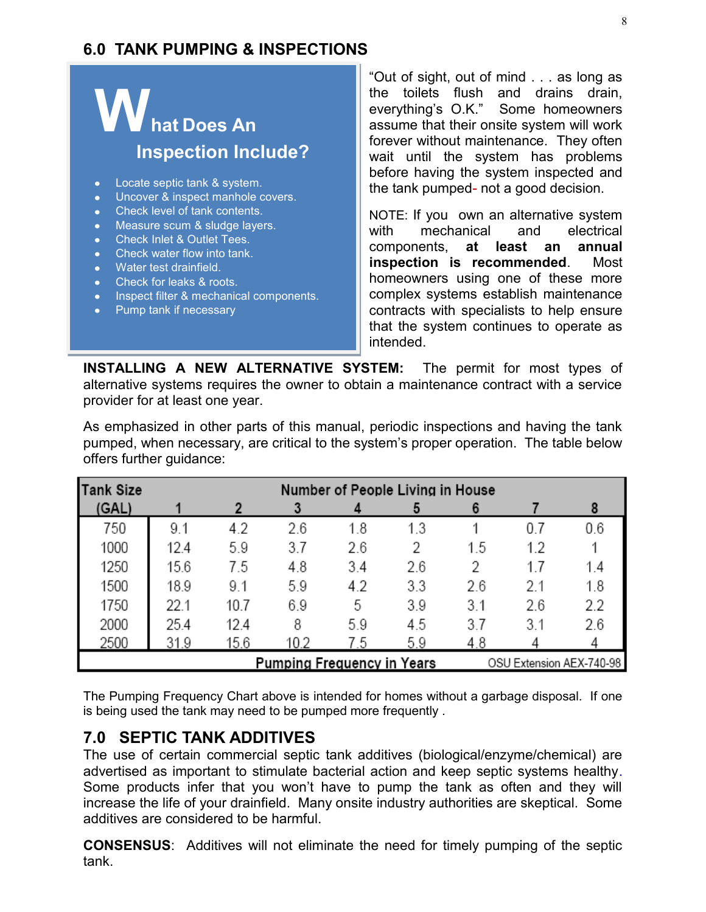## 6.0 TANK PUMPING & INSPECTIONS

### What Does An Inspection Include?

- Locate septic tank & system.
- Uncover & inspect manhole covers.
- Check level of tank contents.
- Measure scum & sludge layers.
- Check Inlet & Outlet Tees.
- Check water flow into tank.
- Water test drainfield.
- Check for leaks & roots.
- Inspect filter & mechanical components.
- Pump tank if necessary

"Out of sight, out of mind . . . as long as the toilets flush and drains drain, everything's O.K." Some homeowners assume that their onsite system will work forever without maintenance. They often wait until the system has problems before having the system inspected and the tank pumped- not a good decision.

NOTE: If you own an alternative system with mechanical and electrical components, **at least an annual inspection is recommended**. Most homeowners using one of these more complex systems establish maintenance contracts with specialists to help ensure that the system continues to operate as intended.

**INSTALLING A NEW ALTERNATIVE SYSTEM:** The permit for most types of alternative systems requires the owner to obtain a maintenance contract with a service provider for at least one year.

As emphasized in other parts of this manual, periodic inspections and having the tank pumped, when necessary, are critical to the system's proper operation. The table below offers further guidance:

| Tank Size | Number of People Living in House | | | | | | | |
|---|---|---|---|---|---|---|---|---|
| (GAL) | 1 | 2 | 3 | 4 | 5 | 6 | 7 | 8 |
| 750 | 9.1 | 4.2 | 2.6 | 1.8 | 1.3 | 1 | 0.7 | 0.6 |
| 1000 | 12.4 | 5.9 | 3.7 | 2.6 | 2 | 1.5 | 1.2 | 1 |
| 1250 | 15.6 | 7.5 | 4.8 | 3.4 | 2.6 | 2 | 1.7 | 1.4 |
| 1500 | 18.9 | 9.1 | 5.9 | 4.2 | 3.3 | 2.6 | 2.1 | 1.8 |
| 1750 | 22.1 | 10.7 | 6.9 | 5 | 3.9 | 3.1 | 2.6 | 2.2 |
| 2000 | 25.4 | 12.4 | 8 | 5.9 | 4.5 | 3.7 | 3.1 | 2.6 |
| 2500 | 31.9 | 15.6 | 10.2 | 7.5 | 5.9 | 4.8 | 4 | 4 |

Pumping Frequency in Years — OSU Extension AEX-740-98

The Pumping Frequency Chart above is intended for homes without a garbage disposal. If one is being used the tank may need to be pumped more frequently .

## 7.0 SEPTIC TANK ADDITIVES

The use of certain commercial septic tank additives (biological/enzyme/chemical) are advertised as important to stimulate bacterial action and keep septic systems healthy. Some products infer that you won't have to pump the tank as often and they will increase the life of your drainfield. Many onsite industry authorities are skeptical. Some additives are considered to be harmful.

**CONSENSUS**: Additives will not eliminate the need for timely pumping of the septic tank.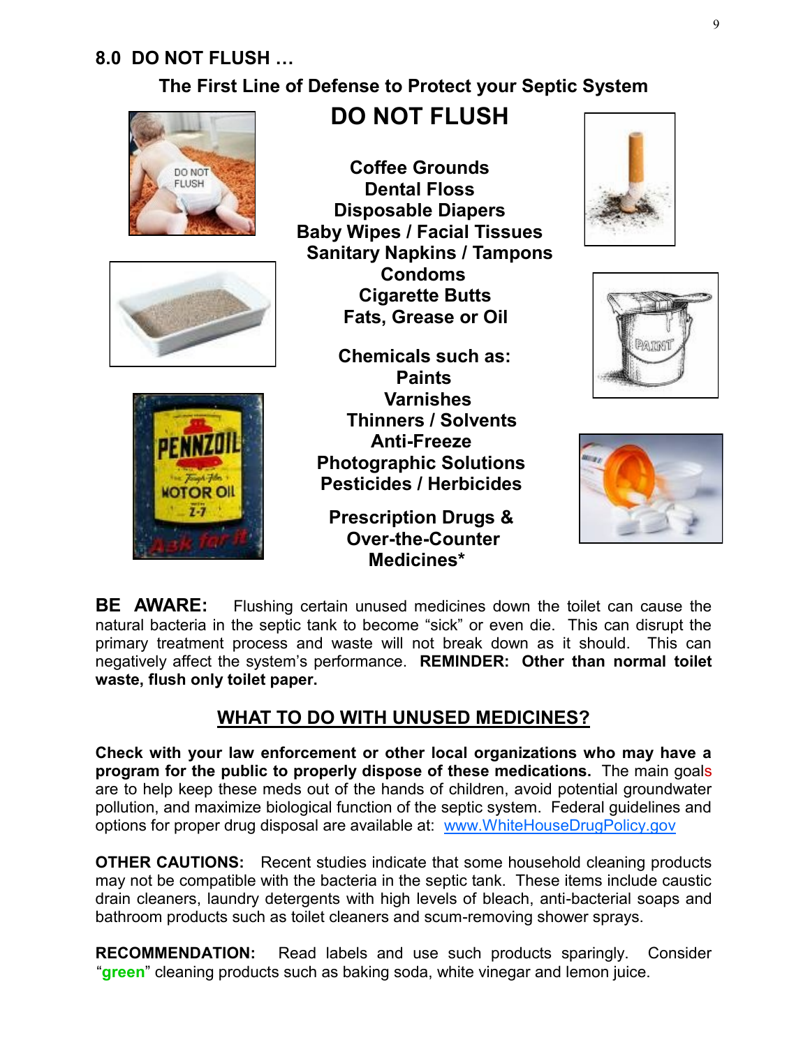## 8.0 DO NOT FLUSH …

### The First Line of Defense to Protect your Septic System

### DO NOT FLUSH

**Coffee Grounds**
**Dental Floss**
**Disposable Diapers**
**Baby Wipes / Facial Tissues**
**Sanitary Napkins / Tampons**
**Condoms**
**Cigarette Butts**
**Fats, Grease or Oil**

**Chemicals such as:**
**Paints**
**Varnishes**
**Thinners / Solvents**
**Anti-Freeze**
**Photographic Solutions**
**Pesticides / Herbicides**

**Prescription Drugs & Over-the-Counter Medicines***

**BE AWARE:** Flushing certain unused medicines down the toilet can cause the natural bacteria in the septic tank to become "sick" or even die. This can disrupt the primary treatment process and waste will not break down as it should. This can negatively affect the system's performance. **REMINDER: Other than normal toilet waste, flush only toilet paper.**

## WHAT TO DO WITH UNUSED MEDICINES?

**Check with your law enforcement or other local organizations who may have a program for the public to properly dispose of these medications.** The main goals are to help keep these meds out of the hands of children, avoid potential groundwater pollution, and maximize biological function of the septic system. Federal guidelines and options for proper drug disposal are available at: www.WhiteHouseDrugPolicy.gov

**OTHER CAUTIONS:** Recent studies indicate that some household cleaning products may not be compatible with the bacteria in the septic tank. These items include caustic drain cleaners, laundry detergents with high levels of bleach, anti-bacterial soaps and bathroom products such as toilet cleaners and scum-removing shower sprays.

**RECOMMENDATION:** Read labels and use such products sparingly. Consider "**green**" cleaning products such as baking soda, white vinegar and lemon juice.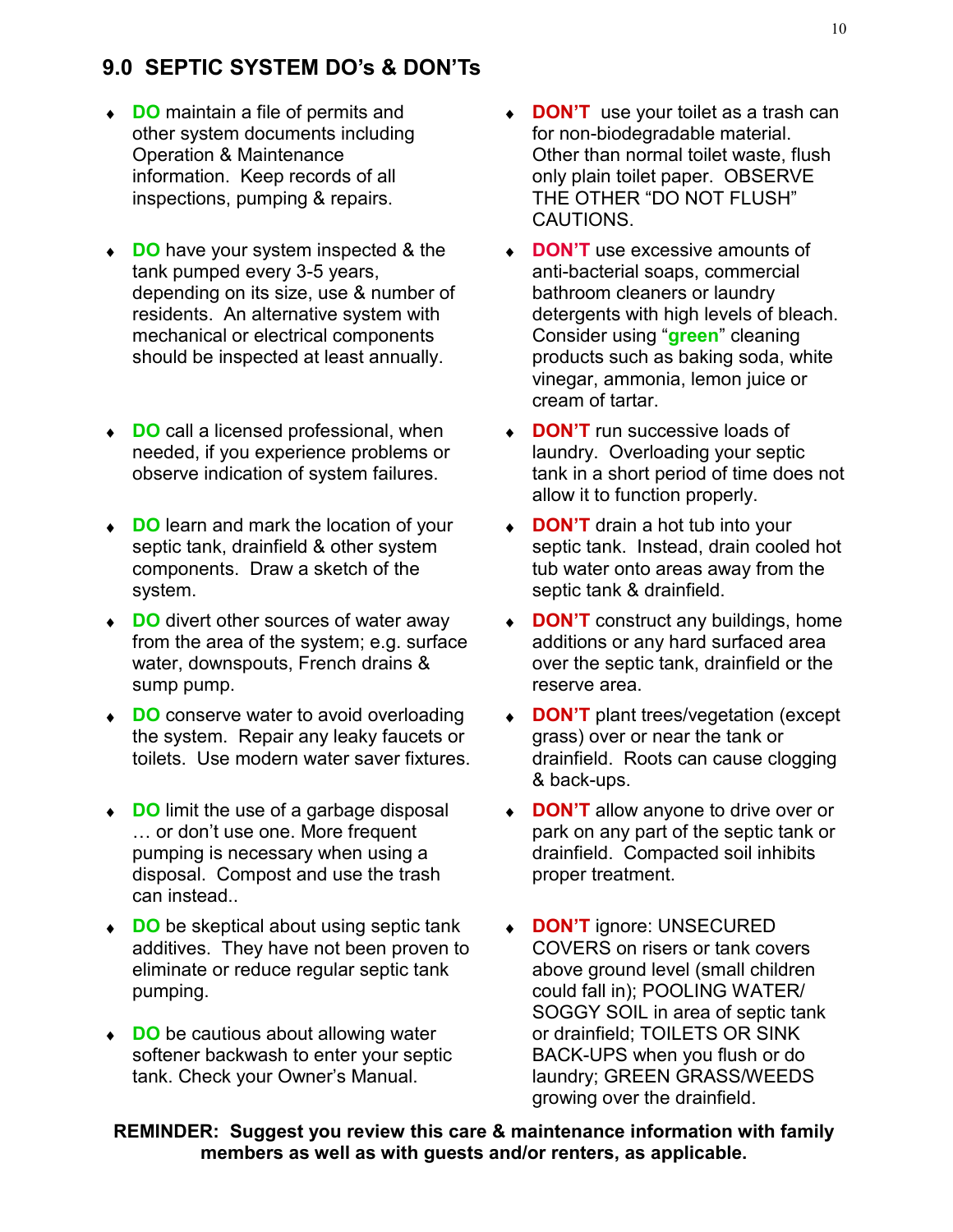## 9.0 SEPTIC SYSTEM DO's & DON'Ts

- **DO** maintain a file of permits and other system documents including Operation & Maintenance information. Keep records of all inspections, pumping & repairs.
- **DO** have your system inspected & the tank pumped every 3-5 years, depending on its size, use & number of residents. An alternative system with mechanical or electrical components should be inspected at least annually.
- **DO** call a licensed professional, when needed, if you experience problems or observe indication of system failures.
- **DO** learn and mark the location of your septic tank, drainfield & other system components. Draw a sketch of the system.
- **DO** divert other sources of water away from the area of the system; e.g. surface water, downspouts, French drains & sump pump.
- **DO** conserve water to avoid overloading the system. Repair any leaky faucets or toilets. Use modern water saver fixtures.
- **DO** limit the use of a garbage disposal … or don't use one. More frequent pumping is necessary when using a disposal. Compost and use the trash can instead..
- **DO** be skeptical about using septic tank additives. They have not been proven to eliminate or reduce regular septic tank pumping.
- **DO** be cautious about allowing water softener backwash to enter your septic tank. Check your Owner's Manual.

- **DON'T** use your toilet as a trash can for non-biodegradable material. Other than normal toilet waste, flush only plain toilet paper. OBSERVE THE OTHER "DO NOT FLUSH" CAUTIONS.
- **DON'T** use excessive amounts of anti-bacterial soaps, commercial bathroom cleaners or laundry detergents with high levels of bleach. Consider using "**green**" cleaning products such as baking soda, white vinegar, ammonia, lemon juice or cream of tartar.
- **DON'T** run successive loads of laundry. Overloading your septic tank in a short period of time does not allow it to function properly.
- **DON'T** drain a hot tub into your septic tank. Instead, drain cooled hot tub water onto areas away from the septic tank & drainfield.
- **DON'T** construct any buildings, home additions or any hard surfaced area over the septic tank, drainfield or the reserve area.
- **DON'T** plant trees/vegetation (except grass) over or near the tank or drainfield. Roots can cause clogging & back-ups.
- **DON'T** allow anyone to drive over or park on any part of the septic tank or drainfield. Compacted soil inhibits proper treatment.
- **DON'T** ignore: UNSECURED COVERS on risers or tank covers above ground level (small children could fall in); POOLING WATER/ SOGGY SOIL in area of septic tank or drainfield; TOILETS OR SINK BACK-UPS when you flush or do laundry; GREEN GRASS/WEEDS growing over the drainfield.

**REMINDER: Suggest you review this care & maintenance information with family members as well as with guests and/or renters, as applicable.**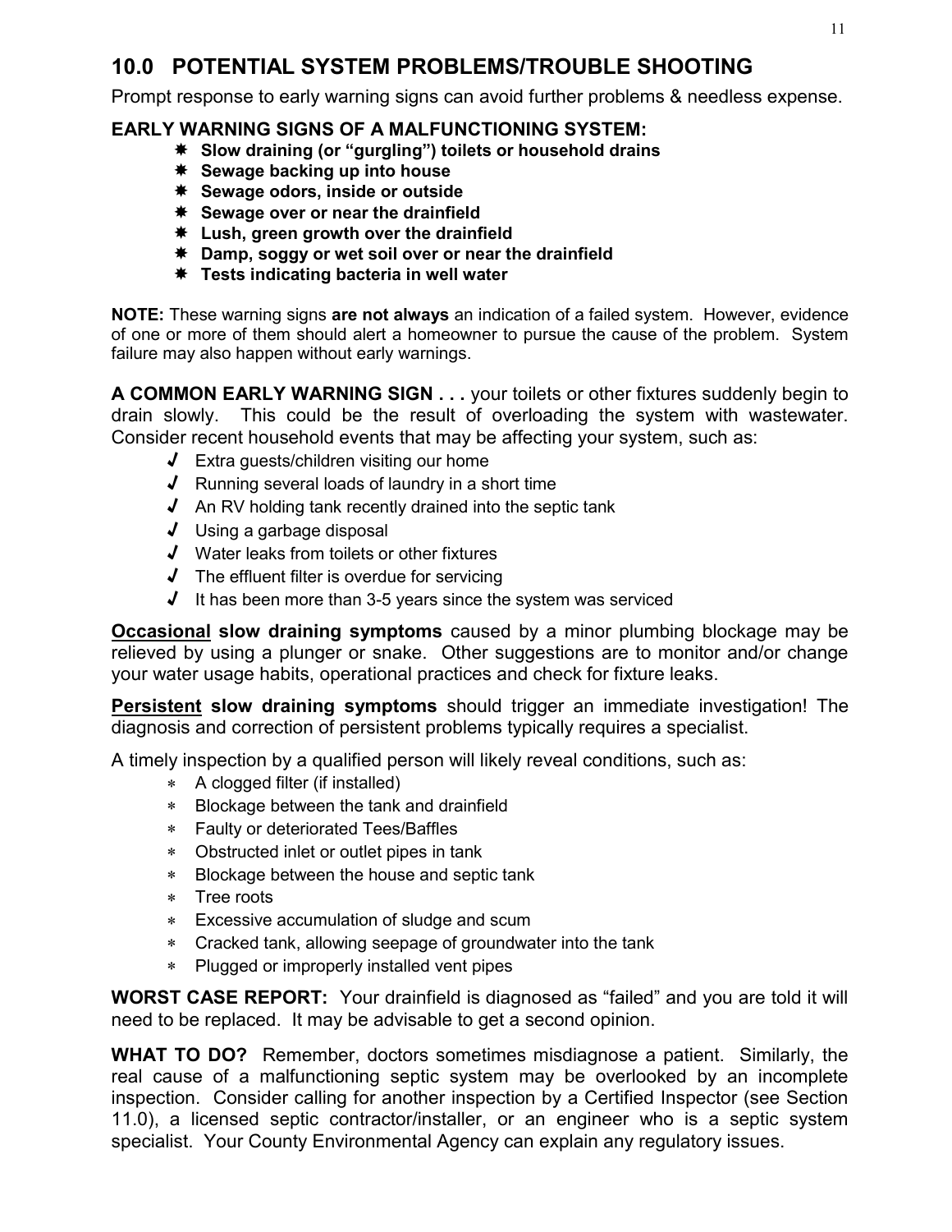## 10.0 POTENTIAL SYSTEM PROBLEMS/TROUBLE SHOOTING

Prompt response to early warning signs can avoid further problems & needless expense.

**EARLY WARNING SIGNS OF A MALFUNCTIONING SYSTEM:**

- **Slow draining (or "gurgling") toilets or household drains**
- **Sewage backing up into house**
- **Sewage odors, inside or outside**
- **Sewage over or near the drainfield**
- **Lush, green growth over the drainfield**
- **Damp, soggy or wet soil over or near the drainfield**
- **Tests indicating bacteria in well water**

**NOTE:** These warning signs **are not always** an indication of a failed system. However, evidence of one or more of them should alert a homeowner to pursue the cause of the problem. System failure may also happen without early warnings.

**A COMMON EARLY WARNING SIGN . . .** your toilets or other fixtures suddenly begin to drain slowly. This could be the result of overloading the system with wastewater. Consider recent household events that may be affecting your system, such as:

- Extra guests/children visiting our home
- Running several loads of laundry in a short time
- An RV holding tank recently drained into the septic tank
- Using a garbage disposal
- Water leaks from toilets or other fixtures
- The effluent filter is overdue for servicing
- It has been more than 3-5 years since the system was serviced

**<u>Occasional</u> slow draining symptoms** caused by a minor plumbing blockage may be relieved by using a plunger or snake. Other suggestions are to monitor and/or change your water usage habits, operational practices and check for fixture leaks.

**<u>Persistent</u> slow draining symptoms** should trigger an immediate investigation! The diagnosis and correction of persistent problems typically requires a specialist.

A timely inspection by a qualified person will likely reveal conditions, such as:

- A clogged filter (if installed)
- Blockage between the tank and drainfield
- Faulty or deteriorated Tees/Baffles
- Obstructed inlet or outlet pipes in tank
- Blockage between the house and septic tank
- Tree roots
- Excessive accumulation of sludge and scum
- Cracked tank, allowing seepage of groundwater into the tank
- Plugged or improperly installed vent pipes

**WORST CASE REPORT:** Your drainfield is diagnosed as "failed" and you are told it will need to be replaced. It may be advisable to get a second opinion.

**WHAT TO DO?** Remember, doctors sometimes misdiagnose a patient. Similarly, the real cause of a malfunctioning septic system may be overlooked by an incomplete inspection. Consider calling for another inspection by a Certified Inspector (see Section 11.0), a licensed septic contractor/installer, or an engineer who is a septic system specialist. Your County Environmental Agency can explain any regulatory issues.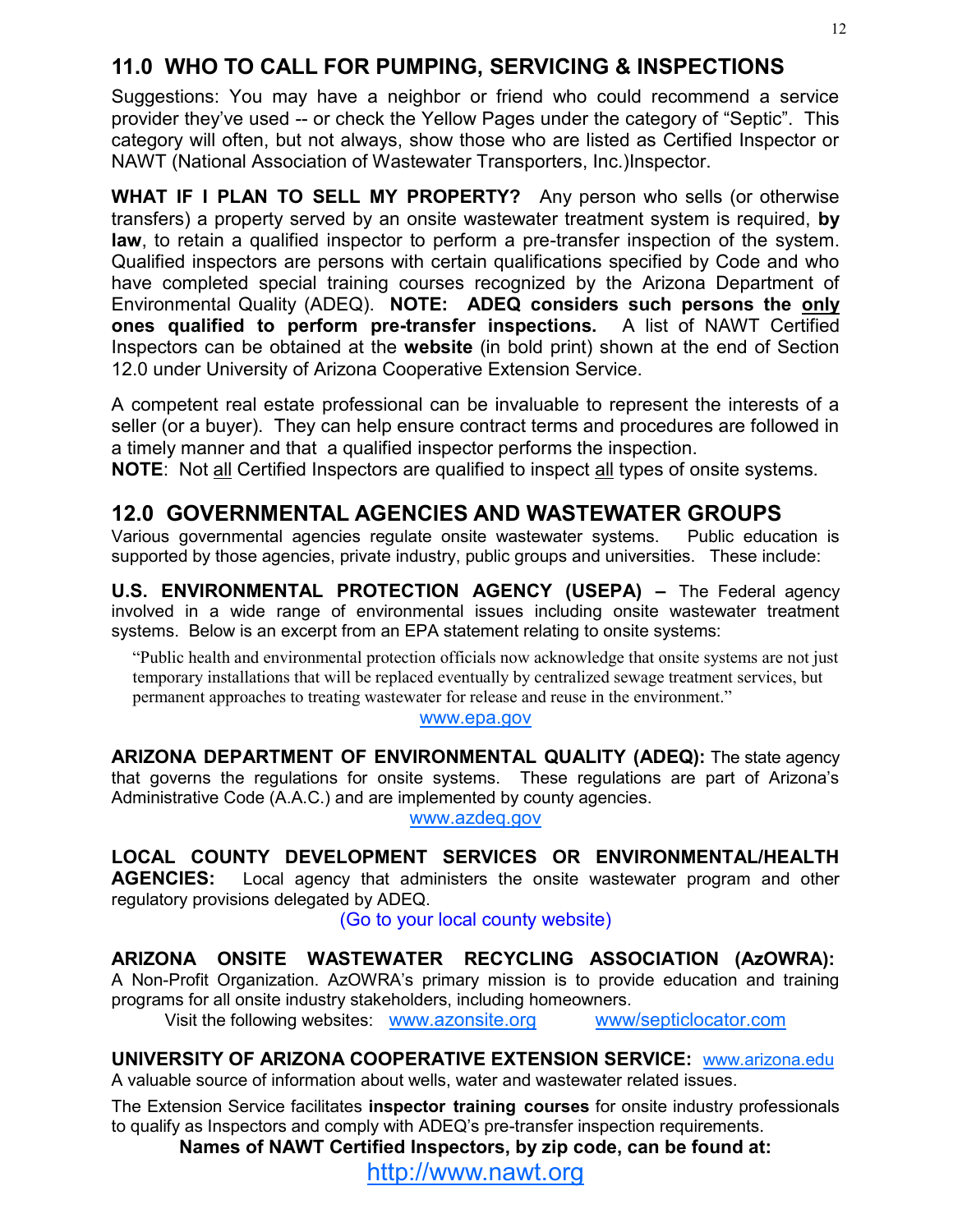## 11.0 WHO TO CALL FOR PUMPING, SERVICING & INSPECTIONS

Suggestions: You may have a neighbor or friend who could recommend a service provider they've used -- or check the Yellow Pages under the category of "Septic". This category will often, but not always, show those who are listed as Certified Inspector or NAWT (National Association of Wastewater Transporters, Inc.)Inspector.

**WHAT IF I PLAN TO SELL MY PROPERTY?** Any person who sells (or otherwise transfers) a property served by an onsite wastewater treatment system is required, **by law**, to retain a qualified inspector to perform a pre-transfer inspection of the system. Qualified inspectors are persons with certain qualifications specified by Code and who have completed special training courses recognized by the Arizona Department of Environmental Quality (ADEQ). **NOTE: ADEQ considers such persons the only ones qualified to perform pre-transfer inspections.** A list of NAWT Certified Inspectors can be obtained at the **website** (in bold print) shown at the end of Section 12.0 under University of Arizona Cooperative Extension Service.

A competent real estate professional can be invaluable to represent the interests of a seller (or a buyer). They can help ensure contract terms and procedures are followed in a timely manner and that a qualified inspector performs the inspection.
**NOTE**: Not all Certified Inspectors are qualified to inspect all types of onsite systems.

## 12.0 GOVERNMENTAL AGENCIES AND WASTEWATER GROUPS

Various governmental agencies regulate onsite wastewater systems. Public education is supported by those agencies, private industry, public groups and universities. These include:

**U.S. ENVIRONMENTAL PROTECTION AGENCY (USEPA) –** The Federal agency involved in a wide range of environmental issues including onsite wastewater treatment systems. Below is an excerpt from an EPA statement relating to onsite systems:

> "Public health and environmental protection officials now acknowledge that onsite systems are not just temporary installations that will be replaced eventually by centralized sewage treatment services, but permanent approaches to treating wastewater for release and reuse in the environment."

www.epa.gov

**ARIZONA DEPARTMENT OF ENVIRONMENTAL QUALITY (ADEQ):** The state agency that governs the regulations for onsite systems. These regulations are part of Arizona's Administrative Code (A.A.C.) and are implemented by county agencies.

www.azdeq.gov

**LOCAL COUNTY DEVELOPMENT SERVICES OR ENVIRONMENTAL/HEALTH AGENCIES:** Local agency that administers the onsite wastewater program and other regulatory provisions delegated by ADEQ.

(Go to your local county website)

**ARIZONA ONSITE WASTEWATER RECYCLING ASSOCIATION (AzOWRA):** A Non-Profit Organization. AzOWRA's primary mission is to provide education and training programs for all onsite industry stakeholders, including homeowners.

Visit the following websites: www.azonsite.org www/septiclocator.com

**UNIVERSITY OF ARIZONA COOPERATIVE EXTENSION SERVICE:** www.arizona.edu
A valuable source of information about wells, water and wastewater related issues.

The Extension Service facilitates **inspector training courses** for onsite industry professionals to qualify as Inspectors and comply with ADEQ's pre-transfer inspection requirements.

**Names of NAWT Certified Inspectors, by zip code, can be found at:**

http://www.nawt.org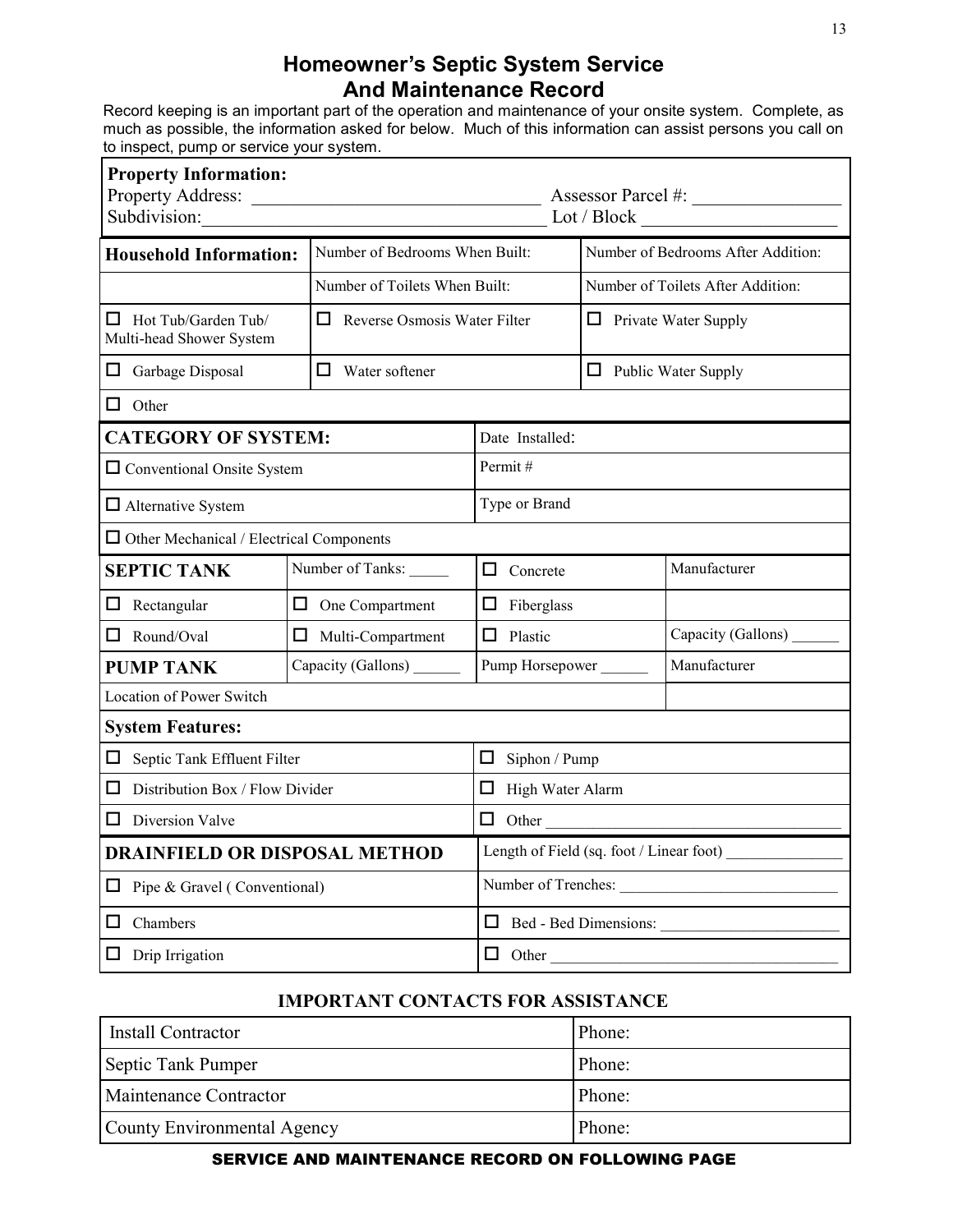# Homeowner's Septic System Service And Maintenance Record

Record keeping is an important part of the operation and maintenance of your onsite system. Complete, as much as possible, the information asked for below. Much of this information can assist persons you call on to inspect, pump or service your system.

**Property Information:**

Property Address: ______________________________ Assessor Parcel #: _______________

Subdivision: __________________________________ Lot / Block ____________________

| **Household Information:** | Number of Bedrooms When Built: | | Number of Bedrooms After Addition: |
|---|---|---|---|
| | Number of Toilets When Built: | | Number of Toilets After Addition: |
| ☐ Hot Tub/Garden Tub/ Multi-head Shower System | ☐ Reverse Osmosis Water Filter | | ☐ Private Water Supply |
| ☐ Garbage Disposal | ☐ Water softener | | ☐ Public Water Supply |
| ☐ Other | | | |

| **CATEGORY OF SYSTEM:** | | Date Installed: | |
|---|---|---|---|
| ☐ Conventional Onsite System | | Permit # | |
| ☐ Alternative System | | Type or Brand | |
| ☐ Other Mechanical / Electrical Components | | | |
| **SEPTIC TANK** | Number of Tanks: _____ | ☐ Concrete | Manufacturer |
| ☐ Rectangular | ☐ One Compartment | ☐ Fiberglass | |
| ☐ Round/Oval | ☐ Multi-Compartment | ☐ Plastic | Capacity (Gallons) ______ |
| **PUMP TANK** | Capacity (Gallons) ______ | Pump Horsepower ______ | Manufacturer |
| Location of Power Switch | | | |

| **System Features:** | |
|---|---|
| ☐ Septic Tank Effluent Filter | ☐ Siphon / Pump |
| ☐ Distribution Box / Flow Divider | ☐ High Water Alarm |
| ☐ Diversion Valve | ☐ Other ____________________ |
| **DRAINFIELD OR DISPOSAL METHOD** | Length of Field (sq. foot / Linear foot) ______________ |
| ☐ Pipe & Gravel ( Conventional) | Number of Trenches: ____________________ |
| ☐ Chambers | ☐ Bed - Bed Dimensions: ____________________ |
| ☐ Drip Irrigation | ☐ Other ____________________ |

## IMPORTANT CONTACTS FOR ASSISTANCE

| | |
|---|---|
| Install Contractor | Phone: |
| Septic Tank Pumper | Phone: |
| Maintenance Contractor | Phone: |
| County Environmental Agency | Phone: |

**SERVICE AND MAINTENANCE RECORD ON FOLLOWING PAGE**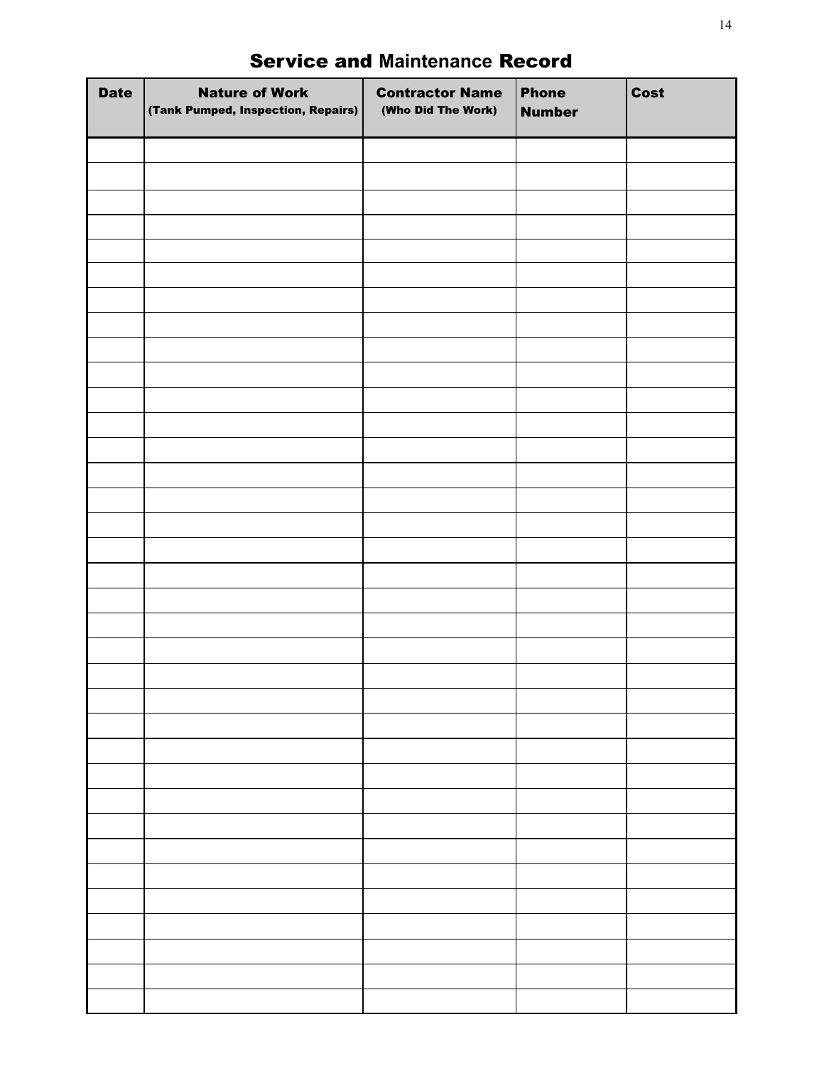# Service and Maintenance Record

| Date | Nature of Work (Tank Pumped, Inspection, Repairs) | Contractor Name (Who Did The Work) | Phone Number | Cost |
|---|---|---|---|---|
| | | | | |
| | | | | |
| | | | | |
| | | | | |
| | | | | |
| | | | | |
| | | | | |
| | | | | |
| | | | | |
| | | | | |
| | | | | |
| | | | | |
| | | | | |
| | | | | |
| | | | | |
| | | | | |
| | | | | |
| | | | | |
| | | | | |
| | | | | |
| | | | | |
| | | | | |
| | | | | |
| | | | | |
| | | | | |
| | | | | |
| | | | | |
| | | | | |
| | | | | |
| | | | | |
| | | | | |
| | | | | |
| | | | | |
| | | | | |
| | | | | |